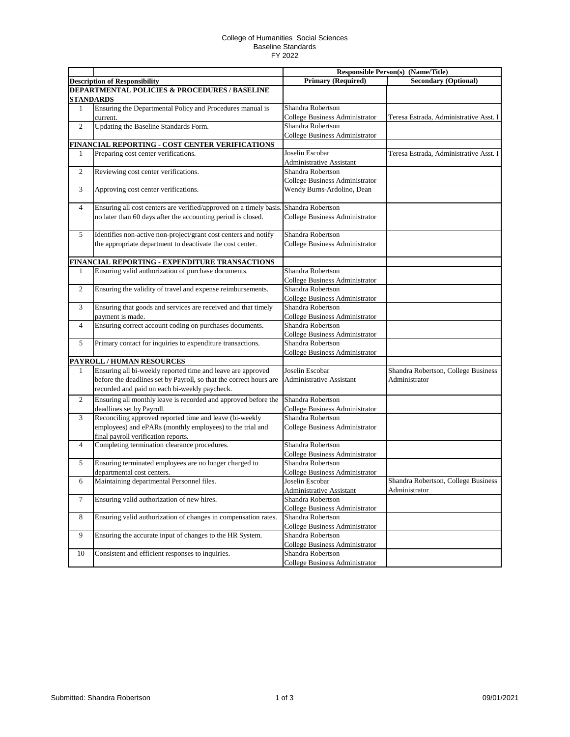College of Humanities Social Sciences
Baseline Standards
FY 2022

| | | Responsible Person(s) (Name/Title) | |
|---|---|---|---|
| **Description of Responsibility** | | **Primary (Required)** | **Secondary (Optional)** |
| **DEPARTMENTAL POLICIES & PROCEDURES / BASELINE STANDARDS** | | | |
| 1 | Ensuring the Departmental Policy and Procedures manual is current. | Shandra Robertson College Business Administrator | Teresa Estrada, Administrative Asst. I |
| 2 | Updating the Baseline Standards Form. | Shandra Robertson College Business Administrator | |
| **FINANCIAL REPORTING - COST CENTER VERIFICATIONS** | | | |
| 1 | Preparing cost center verifications. | Joselin Escobar Administrative Assistant | Teresa Estrada, Administrative Asst. I |
| 2 | Reviewing cost center verifications. | Shandra Robertson College Business Administrator | |
| 3 | Approving cost center verifications. | Wendy Burns-Ardolino, Dean | |
| 4 | Ensuring all cost centers are verified/approved on a timely basis. no later than 60 days after the accounting period is closed. | Shandra Robertson College Business Administrator | |
| 5 | Identifies non-active non-project/grant cost centers and notify the appropriate department to deactivate the cost center. | Shandra Robertson College Business Administrator | |
| **FINANCIAL REPORTING - EXPENDITURE TRANSACTIONS** | | | |
| 1 | Ensuring valid authorization of purchase documents. | Shandra Robertson College Business Administrator | |
| 2 | Ensuring the validity of travel and expense reimbursements. | Shandra Robertson College Business Administrator | |
| 3 | Ensuring that goods and services are received and that timely payment is made. | Shandra Robertson College Business Administrator | |
| 4 | Ensuring correct account coding on purchases documents. | Shandra Robertson College Business Administrator | |
| 5 | Primary contact for inquiries to expenditure transactions. | Shandra Robertson College Business Administrator | |
| **PAYROLL / HUMAN RESOURCES** | | | |
| 1 | Ensuring all bi-weekly reported time and leave are approved before the deadlines set by Payroll, so that the correct hours are recorded and paid on each bi-weekly paycheck. | Joselin Escobar Administrative Assistant | Shandra Robertson, College Business Administrator |
| 2 | Ensuring all monthly leave is recorded and approved before the deadlines set by Payroll. | Shandra Robertson College Business Administrator | |
| 3 | Reconciling approved reported time and leave (bi-weekly employees) and ePARs (monthly employees) to the trial and final payroll verification reports. | Shandra Robertson College Business Administrator | |
| 4 | Completing termination clearance procedures. | Shandra Robertson College Business Administrator | |
| 5 | Ensuring terminated employees are no longer charged to departmental cost centers. | Shandra Robertson College Business Administrator | |
| 6 | Maintaining departmental Personnel files. | Joselin Escobar Administrative Assistant | Shandra Robertson, College Business Administrator |
| 7 | Ensuring valid authorization of new hires. | Shandra Robertson College Business Administrator | |
| 8 | Ensuring valid authorization of changes in compensation rates. | Shandra Robertson College Business Administrator | |
| 9 | Ensuring the accurate input of changes to the HR System. | Shandra Robertson College Business Administrator | |
| 10 | Consistent and efficient responses to inquiries. | Shandra Robertson College Business Administrator | |

Submitted: Shandra Robertson — 09/01/2021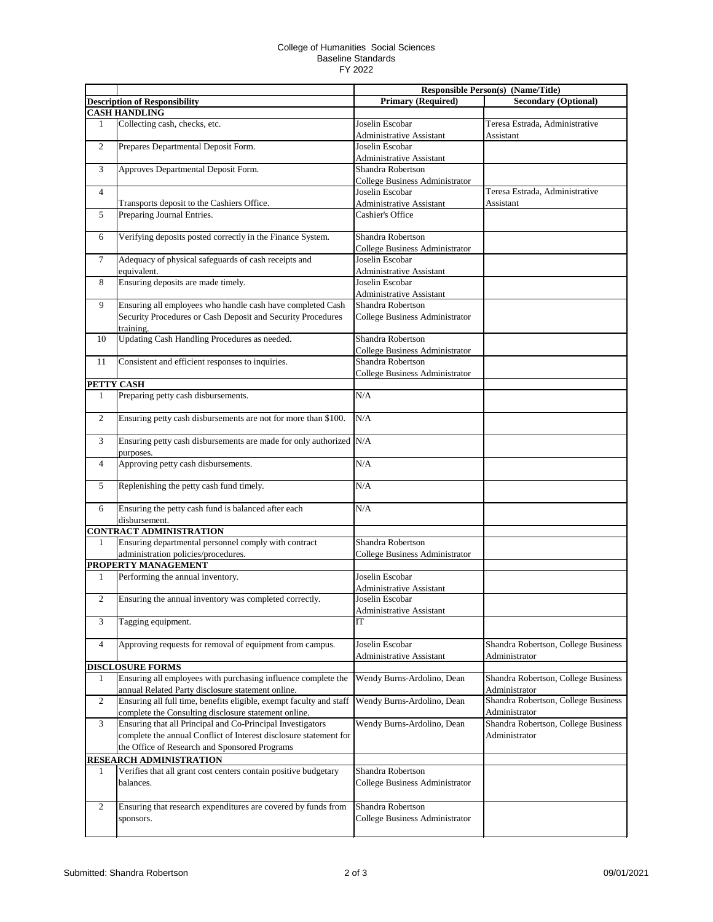College of Humanities Social Sciences
Baseline Standards
FY 2022

| | | Responsible Person(s) (Name/Title) | |
|---|---|---|---|
| **Description of Responsibility** | | **Primary (Required)** | **Secondary (Optional)** |
| **CASH HANDLING** | | | |
| 1 | Collecting cash, checks, etc. | Joselin Escobar Administrative Assistant | Teresa Estrada, Administrative Assistant |
| 2 | Prepares Departmental Deposit Form. | Joselin Escobar Administrative Assistant | |
| 3 | Approves Departmental Deposit Form. | Shandra Robertson College Business Administrator | |
| 4 | Transports deposit to the Cashiers Office. | Joselin Escobar Administrative Assistant | Teresa Estrada, Administrative Assistant |
| 5 | Preparing Journal Entries. | Cashier's Office | |
| 6 | Verifying deposits posted correctly in the Finance System. | Shandra Robertson College Business Administrator | |
| 7 | Adequacy of physical safeguards of cash receipts and equivalent. | Joselin Escobar Administrative Assistant | |
| 8 | Ensuring deposits are made timely. | Joselin Escobar Administrative Assistant | |
| 9 | Ensuring all employees who handle cash have completed Cash Security Procedures or Cash Deposit and Security Procedures training. | Shandra Robertson College Business Administrator | |
| 10 | Updating Cash Handling Procedures as needed. | Shandra Robertson College Business Administrator | |
| 11 | Consistent and efficient responses to inquiries. | Shandra Robertson College Business Administrator | |
| **PETTY CASH** | | | |
| 1 | Preparing petty cash disbursements. | N/A | |
| 2 | Ensuring petty cash disbursements are not for more than $100. | N/A | |
| 3 | Ensuring petty cash disbursements are made for only authorized purposes. | N/A | |
| 4 | Approving petty cash disbursements. | N/A | |
| 5 | Replenishing the petty cash fund timely. | N/A | |
| 6 | Ensuring the petty cash fund is balanced after each disbursement. | N/A | |
| **CONTRACT ADMINISTRATION** | | | |
| 1 | Ensuring departmental personnel comply with contract administration policies/procedures. | Shandra Robertson College Business Administrator | |
| **PROPERTY MANAGEMENT** | | | |
| 1 | Performing the annual inventory. | Joselin Escobar Administrative Assistant | |
| 2 | Ensuring the annual inventory was completed correctly. | Joselin Escobar Administrative Assistant | |
| 3 | Tagging equipment. | IT | |
| 4 | Approving requests for removal of equipment from campus. | Joselin Escobar Administrative Assistant | Shandra Robertson, College Business Administrator |
| **DISCLOSURE FORMS** | | | |
| 1 | Ensuring all employees with purchasing influence complete the annual Related Party disclosure statement online. | Wendy Burns-Ardolino, Dean | Shandra Robertson, College Business Administrator |
| 2 | Ensuring all full time, benefits eligible, exempt faculty and staff complete the Consulting disclosure statement online. | Wendy Burns-Ardolino, Dean | Shandra Robertson, College Business Administrator |
| 3 | Ensuring that all Principal and Co-Principal Investigators complete the annual Conflict of Interest disclosure statement for the Office of Research and Sponsored Programs | Wendy Burns-Ardolino, Dean | Shandra Robertson, College Business Administrator |
| **RESEARCH ADMINISTRATION** | | | |
| 1 | Verifies that all grant cost centers contain positive budgetary balances. | Shandra Robertson College Business Administrator | |
| 2 | Ensuring that research expenditures are covered by funds from sponsors. | Shandra Robertson College Business Administrator | |

Submitted: Shandra Robertson 09/01/2021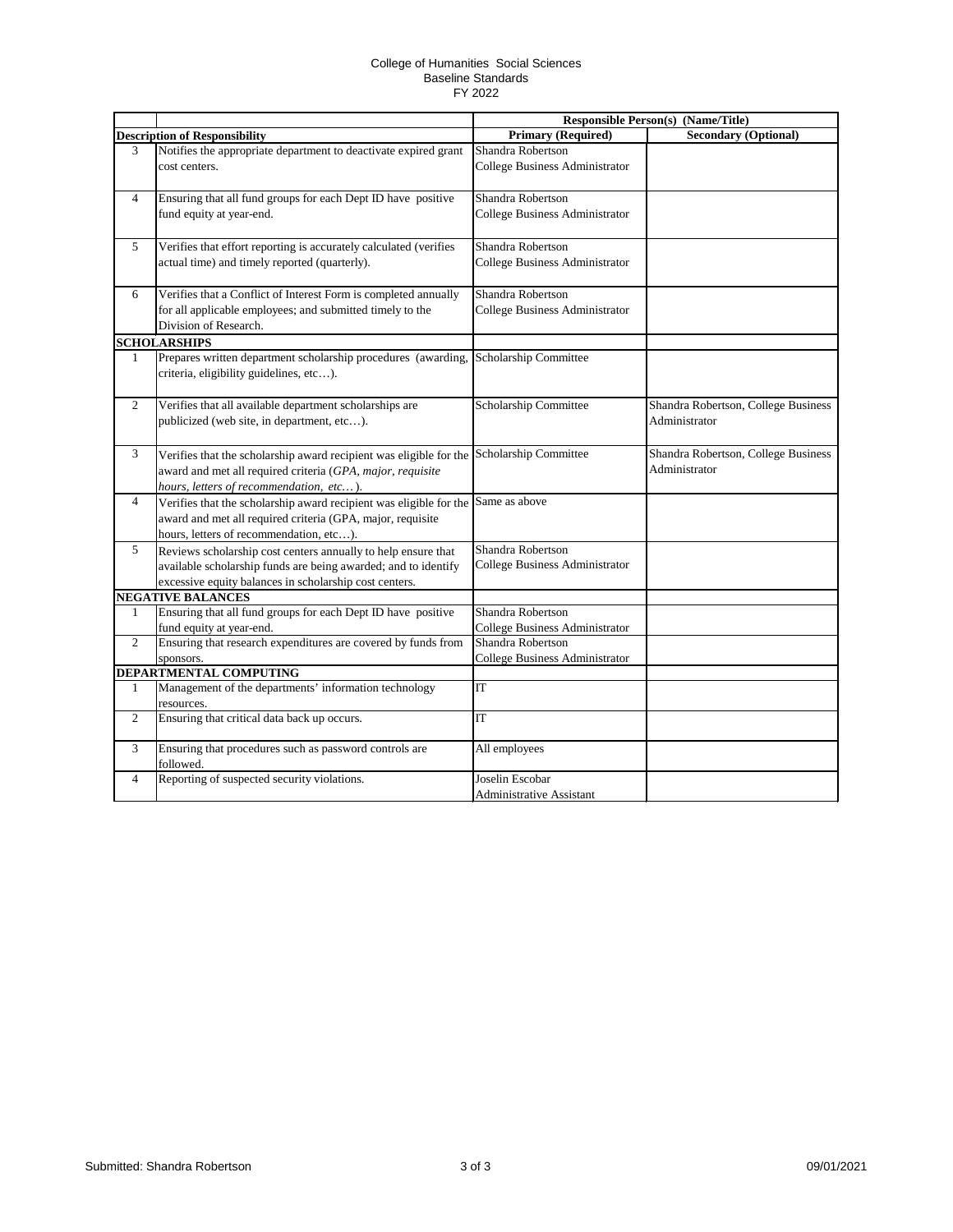College of Humanities Social Sciences
Baseline Standards
FY 2022

| | | Responsible Person(s) (Name/Title) | |
|---|---|---|---|
| Description of Responsibility | | Primary (Required) | Secondary (Optional) |
| 3 | Notifies the appropriate department to deactivate expired grant cost centers. | Shandra Robertson College Business Administrator | |
| 4 | Ensuring that all fund groups for each Dept ID have positive fund equity at year-end. | Shandra Robertson College Business Administrator | |
| 5 | Verifies that effort reporting is accurately calculated (verifies actual time) and timely reported (quarterly). | Shandra Robertson College Business Administrator | |
| 6 | Verifies that a Conflict of Interest Form is completed annually for all applicable employees; and submitted timely to the Division of Research. | Shandra Robertson College Business Administrator | |
| **SCHOLARSHIPS** | | | |
| 1 | Prepares written department scholarship procedures (awarding, criteria, eligibility guidelines, etc…). | Scholarship Committee | |
| 2 | Verifies that all available department scholarships are publicized (web site, in department, etc…). | Scholarship Committee | Shandra Robertson, College Business Administrator |
| 3 | Verifies that the scholarship award recipient was eligible for the award and met all required criteria (*GPA, major, requisite hours, letters of recommendation, etc…*). | Scholarship Committee | Shandra Robertson, College Business Administrator |
| 4 | Verifies that the scholarship award recipient was eligible for the award and met all required criteria (GPA, major, requisite hours, letters of recommendation, etc…). | Same as above | |
| 5 | Reviews scholarship cost centers annually to help ensure that available scholarship funds are being awarded; and to identify excessive equity balances in scholarship cost centers. | Shandra Robertson College Business Administrator | |
| **NEGATIVE BALANCES** | | | |
| 1 | Ensuring that all fund groups for each Dept ID have positive fund equity at year-end. | Shandra Robertson College Business Administrator | |
| 2 | Ensuring that research expenditures are covered by funds from sponsors. | Shandra Robertson College Business Administrator | |
| **DEPARTMENTAL COMPUTING** | | | |
| 1 | Management of the departments' information technology resources. | IT | |
| 2 | Ensuring that critical data back up occurs. | IT | |
| 3 | Ensuring that procedures such as password controls are followed. | All employees | |
| 4 | Reporting of suspected security violations. | Joselin Escobar Administrative Assistant | |

Submitted: Shandra Robertson

09/01/2021